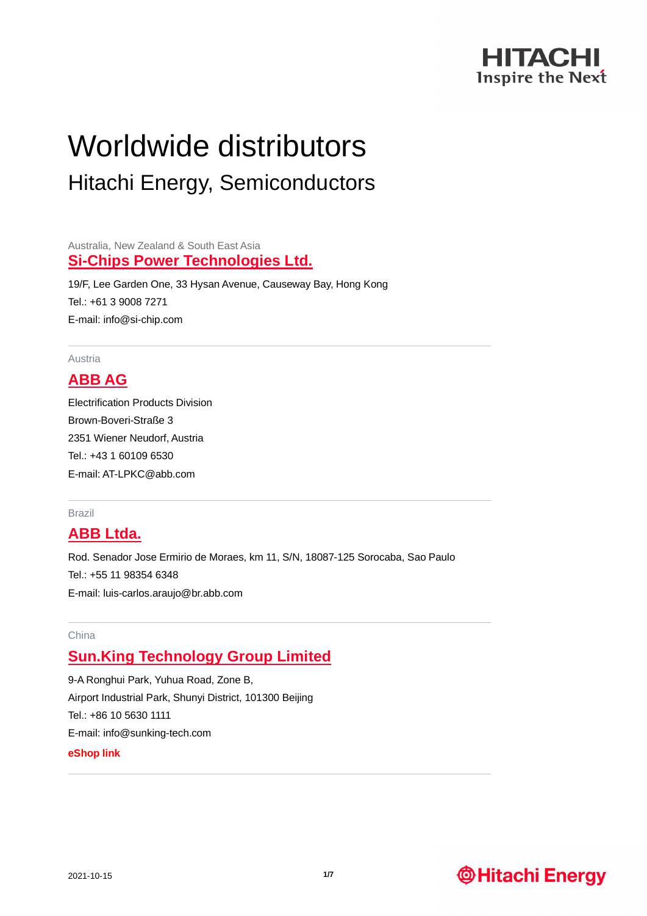# Worldwide distributors

## Hitachi Energy, Semiconductors

Australia, New Zealand & South East Asia

### Si-Chips Power Technologies Ltd.

19/F, Lee Garden One, 33 Hysan Avenue, Causeway Bay, Hong Kong
Tel.: +61 3 9008 7271
E-mail: info@si-chip.com

---

Austria

### ABB AG

Electrification Products Division
Brown-Boveri-Straße 3
2351 Wiener Neudorf, Austria
Tel.: +43 1 60109 6530
E-mail: AT-LPKC@abb.com

---

Brazil

### ABB Ltda.

Rod. Senador Jose Ermirio de Moraes, km 11, S/N, 18087-125 Sorocaba, Sao Paulo
Tel.: +55 11 98354 6348
E-mail: luis-carlos.araujo@br.abb.com

---

China

### Sun.King Technology Group Limited

9-A Ronghui Park, Yuhua Road, Zone B,
Airport Industrial Park, Shunyi District, 101300 Beijing
Tel.: +86 10 5630 1111
E-mail: info@sunking-tech.com

**eShop link**

---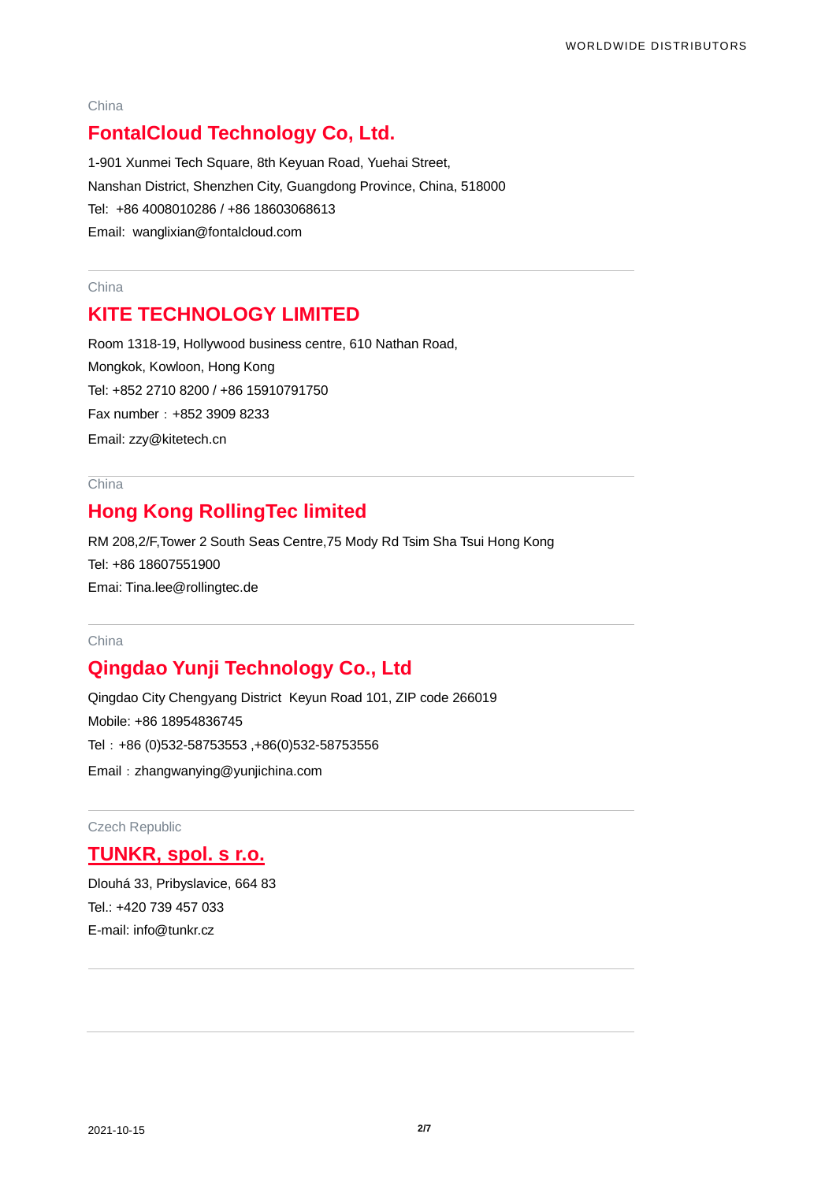China

## FontalCloud Technology Co, Ltd.

1-901 Xunmei Tech Square, 8th Keyuan Road, Yuehai Street,
Nanshan District, Shenzhen City, Guangdong Province, China, 518000
Tel:  +86 4008010286 / +86 18603068613
Email:  wanglixian@fontalcloud.com

---

China

## KITE TECHNOLOGY LIMITED

Room 1318-19, Hollywood business centre, 610 Nathan Road,
Mongkok, Kowloon, Hong Kong
Tel: +852 2710 8200 / +86 15910791750
Fax number：+852 3909 8233
Email: zzy@kitetech.cn

---

China

## Hong Kong RollingTec limited

RM 208,2/F,Tower 2 South Seas Centre,75 Mody Rd Tsim Sha Tsui Hong Kong
Tel: +86 18607551900
Emai: Tina.lee@rollingtec.de

---

China

## Qingdao Yunji Technology Co., Ltd

Qingdao City Chengyang District  Keyun Road 101, ZIP code 266019
Mobile: +86 18954836745
Tel：+86 (0)532-58753553 ,+86(0)532-58753556
Email：zhangwanying@yunjichina.com

---

Czech Republic

## TUNKR, spol. s r.o.

Dlouhá 33, Pribyslavice, 664 83
Tel.: +420 739 457 033
E-mail: info@tunkr.cz

---

2021-10-15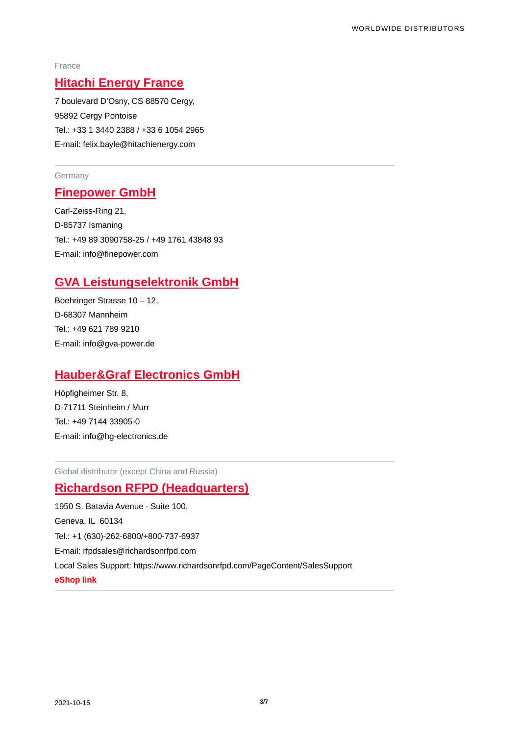France

## Hitachi Energy France

7 boulevard D'Osny, CS 88570 Cergy,
95892 Cergy Pontoise
Tel.: +33 1 3440 2388 / +33 6 1054 2965
E-mail: felix.bayle@hitachienergy.com

---

Germany

## Finepower GmbH

Carl-Zeiss-Ring 21,
D-85737 Ismaning
Tel.: +49 89 3090758-25 / +49 1761 43848 93
E-mail: info@finepower.com

## GVA Leistungselektronik GmbH

Boehringer Strasse 10 – 12,
D-68307 Mannheim
Tel.: +49 621 789 9210
E-mail: info@gva-power.de

## Hauber&Graf Electronics GmbH

Höpfigheimer Str. 8,
D-71711 Steinheim / Murr
Tel.: +49 7144 33905-0
E-mail: info@hg-electronics.de

---

Global distributor (except China and Russia)

## Richardson RFPD (Headquarters)

1950 S. Batavia Avenue - Suite 100,
Geneva, IL 60134
Tel.: +1 (630)-262-6800/+800-737-6937
E-mail: rfpdsales@richardsonrfpd.com
Local Sales Support: https://www.richardsonrfpd.com/PageContent/SalesSupport
**eShop link**

---

2021-10-15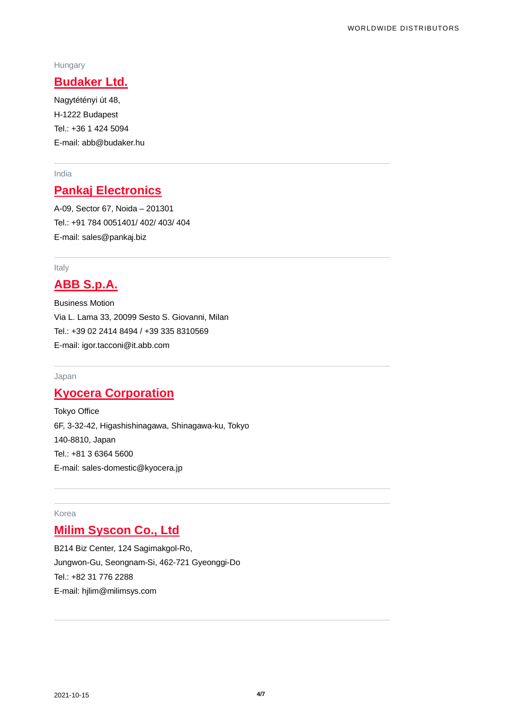Hungary

## Budaker Ltd.

Nagytétényi út 48,
H-1222 Budapest
Tel.: +36 1 424 5094
E-mail: abb@budaker.hu

---

India

## Pankaj Electronics

A-09, Sector 67, Noida – 201301
Tel.: +91 784 0051401/ 402/ 403/ 404
E-mail: sales@pankaj.biz

---

Italy

## ABB S.p.A.

Business Motion
Via L. Lama 33, 20099 Sesto S. Giovanni, Milan
Tel.: +39 02 2414 8494 / +39 335 8310569
E-mail: igor.tacconi@it.abb.com

---

Japan

## Kyocera Corporation

Tokyo Office
6F, 3-32-42, Higashishinagawa, Shinagawa-ku, Tokyo
140-8810, Japan
Tel.: +81 3 6364 5600
E-mail: sales-domestic@kyocera.jp

---

Korea

## Milim Syscon Co., Ltd

B214 Biz Center, 124 Sagimakgol-Ro,
Jungwon-Gu, Seongnam-Si, 462-721 Gyeonggi-Do
Tel.: +82 31 776 2288
E-mail: hjlim@milimsys.com

---

2021-10-15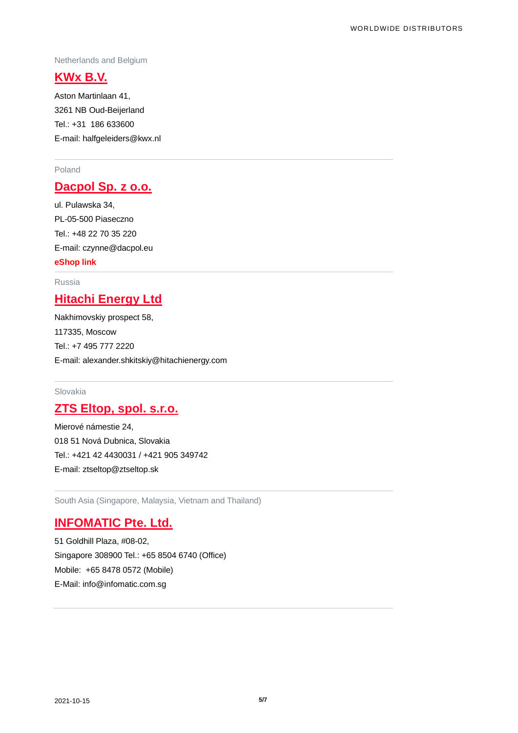Netherlands and Belgium

## KWx B.V.

Aston Martinlaan 41,
3261 NB Oud-Beijerland
Tel.: +31  186 633600
E-mail: halfgeleiders@kwx.nl

---

Poland

## Dacpol Sp. z o.o.

ul. Pulawska 34,
PL-05-500 Piaseczno
Tel.: +48 22 70 35 220
E-mail: czynne@dacpol.eu
**eShop link**

---

Russia

## Hitachi Energy Ltd

Nakhimovskiy prospect 58,
117335, Moscow
Tel.: +7 495 777 2220
E-mail: alexander.shkitskiy@hitachienergy.com

---

Slovakia

## ZTS Eltop, spol. s.r.o.

Mierové námestie 24,
018 51 Nová Dubnica, Slovakia
Tel.: +421 42 4430031 / +421 905 349742
E-mail: ztseltop@ztseltop.sk

---

South Asia (Singapore, Malaysia, Vietnam and Thailand)

## INFOMATIC Pte. Ltd.

51 Goldhill Plaza, #08-02,
Singapore 308900 Tel.: +65 8504 6740 (Office)
Mobile:  +65 8478 0572 (Mobile)
E-Mail: info@infomatic.com.sg

---

2021-10-15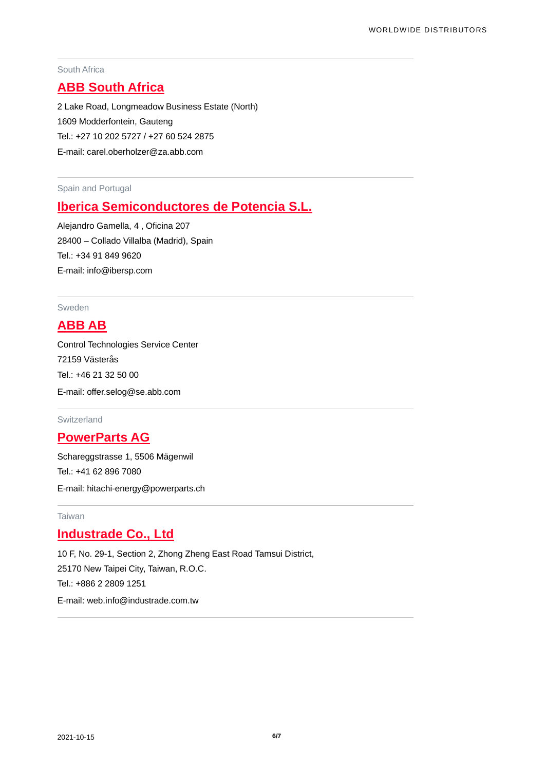South Africa

## ABB South Africa

2 Lake Road, Longmeadow Business Estate (North)
1609 Modderfontein, Gauteng
Tel.: +27 10 202 5727 / +27 60 524 2875
E-mail: carel.oberholzer@za.abb.com

---

Spain and Portugal

## Iberica Semiconductores de Potencia S.L.

Alejandro Gamella, 4 , Oficina 207
28400 – Collado Villalba (Madrid), Spain
Tel.: +34 91 849 9620
E-mail: info@ibersp.com

---

Sweden

## ABB AB

Control Technologies Service Center
72159 Västerås
Tel.: +46 21 32 50 00
E-mail: offer.selog@se.abb.com

---

Switzerland

## PowerParts AG

Schareggstrasse 1, 5506 Mägenwil
Tel.: +41 62 896 7080
E-mail: hitachi-energy@powerparts.ch

---

Taiwan

## Industrade Co., Ltd

10 F, No. 29-1, Section 2, Zhong Zheng East Road Tamsui District,
25170 New Taipei City, Taiwan, R.O.C.
Tel.: +886 2 2809 1251
E-mail: web.info@industrade.com.tw

---

2021-10-15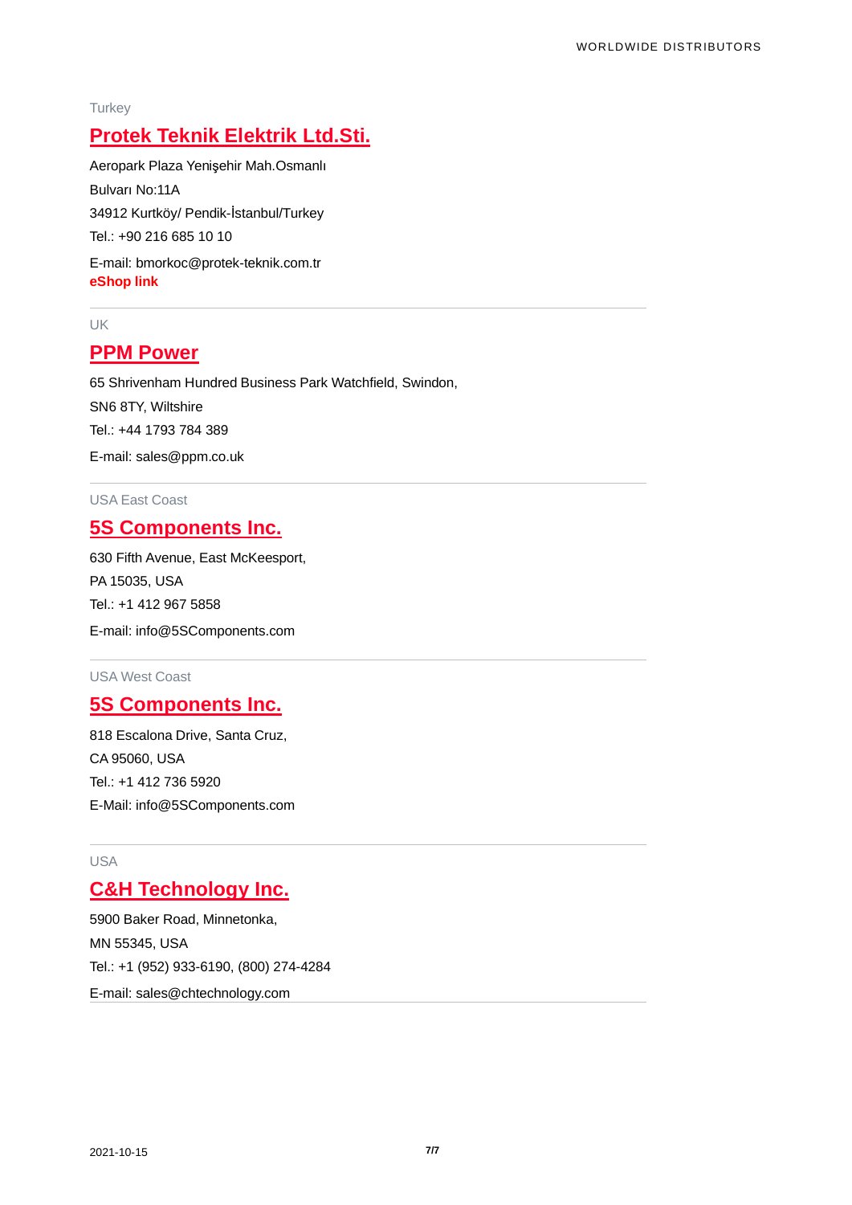Turkey

## Protek Teknik Elektrik Ltd.Sti.

Aeropark Plaza Yenişehir Mah.Osmanlı

Bulvarı No:11A

34912 Kurtköy/ Pendik-İstanbul/Turkey

Tel.: +90 216 685 10 10

E-mail: bmorkoc@protek-teknik.com.tr

**eShop link**

---

UK

## PPM Power

65 Shrivenham Hundred Business Park Watchfield, Swindon,

SN6 8TY, Wiltshire

Tel.: +44 1793 784 389

E-mail: sales@ppm.co.uk

---

USA East Coast

## 5S Components Inc.

630 Fifth Avenue, East McKeesport,

PA 15035, USA

Tel.: +1 412 967 5858

E-mail: info@5SComponents.com

---

USA West Coast

## 5S Components Inc.

818 Escalona Drive, Santa Cruz,

CA 95060, USA

Tel.: +1 412 736 5920

E-Mail: info@5SComponents.com

---

USA

## C&H Technology Inc.

5900 Baker Road, Minnetonka,

MN 55345, USA

Tel.: +1 (952) 933-6190, (800) 274-4284

E-mail: sales@chtechnology.com

---

2021-10-15